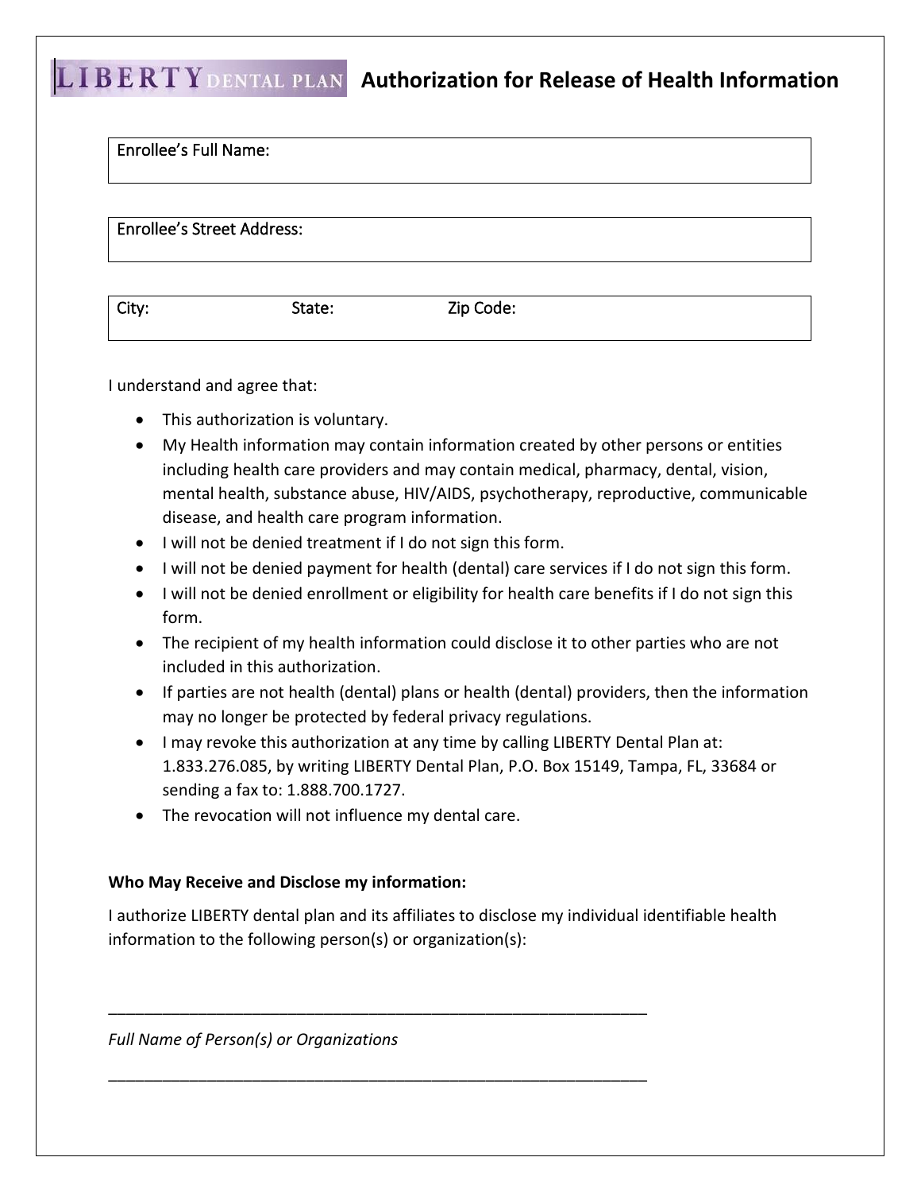# LIBERTY DENTAL PLAN Authorization for Release of Health Information

| Enrollee's Full Name: |
|---|

| Enrollee's Street Address: |
|---|

| City: | State: | Zip Code: |
|---|---|---|

I understand and agree that:

- This authorization is voluntary.
- My Health information may contain information created by other persons or entities including health care providers and may contain medical, pharmacy, dental, vision, mental health, substance abuse, HIV/AIDS, psychotherapy, reproductive, communicable disease, and health care program information.
- I will not be denied treatment if I do not sign this form.
- I will not be denied payment for health (dental) care services if I do not sign this form.
- I will not be denied enrollment or eligibility for health care benefits if I do not sign this form.
- The recipient of my health information could disclose it to other parties who are not included in this authorization.
- If parties are not health (dental) plans or health (dental) providers, then the information may no longer be protected by federal privacy regulations.
- I may revoke this authorization at any time by calling LIBERTY Dental Plan at: 1.833.276.085, by writing LIBERTY Dental Plan, P.O. Box 15149, Tampa, FL, 33684 or sending a fax to: 1.888.700.1727.
- The revocation will not influence my dental care.

**Who May Receive and Disclose my information:**

I authorize LIBERTY dental plan and its affiliates to disclose my individual identifiable health information to the following person(s) or organization(s):

_______________________________________________________________

*Full Name of Person(s) or Organizations*

_______________________________________________________________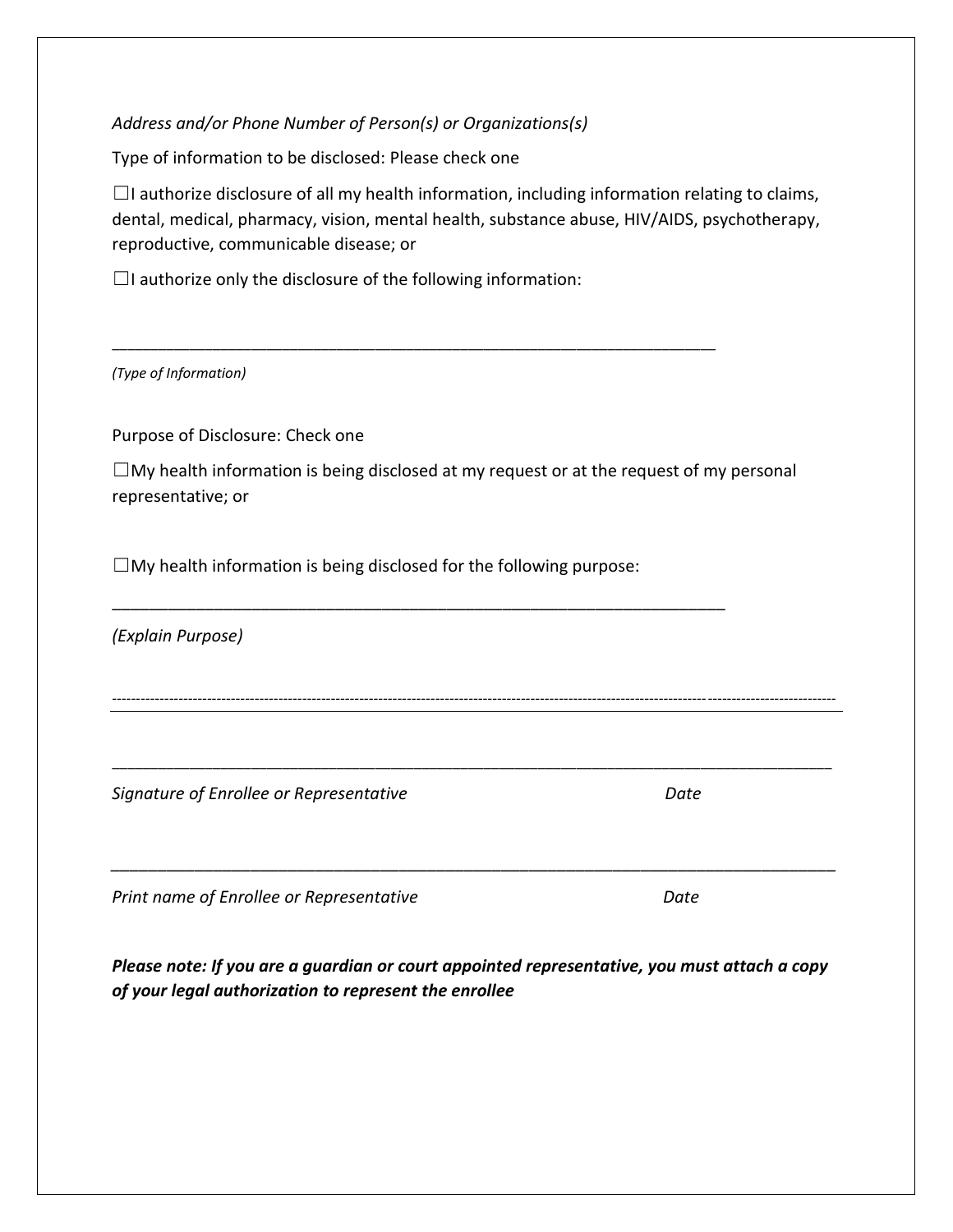*Address and/or Phone Number of Person(s) or Organizations(s)*

Type of information to be disclosed: Please check one

☐I authorize disclosure of all my health information, including information relating to claims, dental, medical, pharmacy, vision, mental health, substance abuse, HIV/AIDS, psychotherapy, reproductive, communicable disease; or

☐I authorize only the disclosure of the following information:

\_\_\_\_\_\_\_\_\_\_\_\_\_\_\_\_\_\_\_\_\_\_\_\_\_\_\_\_\_\_\_\_\_\_\_\_\_\_\_\_\_\_\_\_\_\_\_\_\_\_\_\_\_\_\_\_\_\_\_\_\_\_\_\_\_\_\_\_

*(Type of Information)*

Purpose of Disclosure: Check one

☐My health information is being disclosed at my request or at the request of my personal representative; or

☐My health information is being disclosed for the following purpose:

\_\_\_\_\_\_\_\_\_\_\_\_\_\_\_\_\_\_\_\_\_\_\_\_\_\_\_\_\_\_\_\_\_\_\_\_\_\_\_\_\_\_\_\_\_\_\_\_\_\_\_\_\_\_\_\_\_\_\_\_\_\_\_\_\_\_\_\_

*(Explain Purpose)*

---

\_\_\_\_\_\_\_\_\_\_\_\_\_\_\_\_\_\_\_\_\_\_\_\_\_\_\_\_\_\_\_\_\_\_\_\_\_\_\_\_\_\_\_\_\_\_\_\_\_\_\_\_\_\_\_\_\_\_\_\_\_\_\_\_\_\_\_\_\_\_\_\_\_\_\_\_\_\_\_\_

*Signature of Enrollee or Representative* *Date*

\_\_\_\_\_\_\_\_\_\_\_\_\_\_\_\_\_\_\_\_\_\_\_\_\_\_\_\_\_\_\_\_\_\_\_\_\_\_\_\_\_\_\_\_\_\_\_\_\_\_\_\_\_\_\_\_\_\_\_\_\_\_\_\_\_\_\_\_\_\_\_\_\_\_\_\_\_\_\_\_

*Print name of Enrollee or Representative* *Date*

***Please note: If you are a guardian or court appointed representative, you must attach a copy of your legal authorization to represent the enrollee***